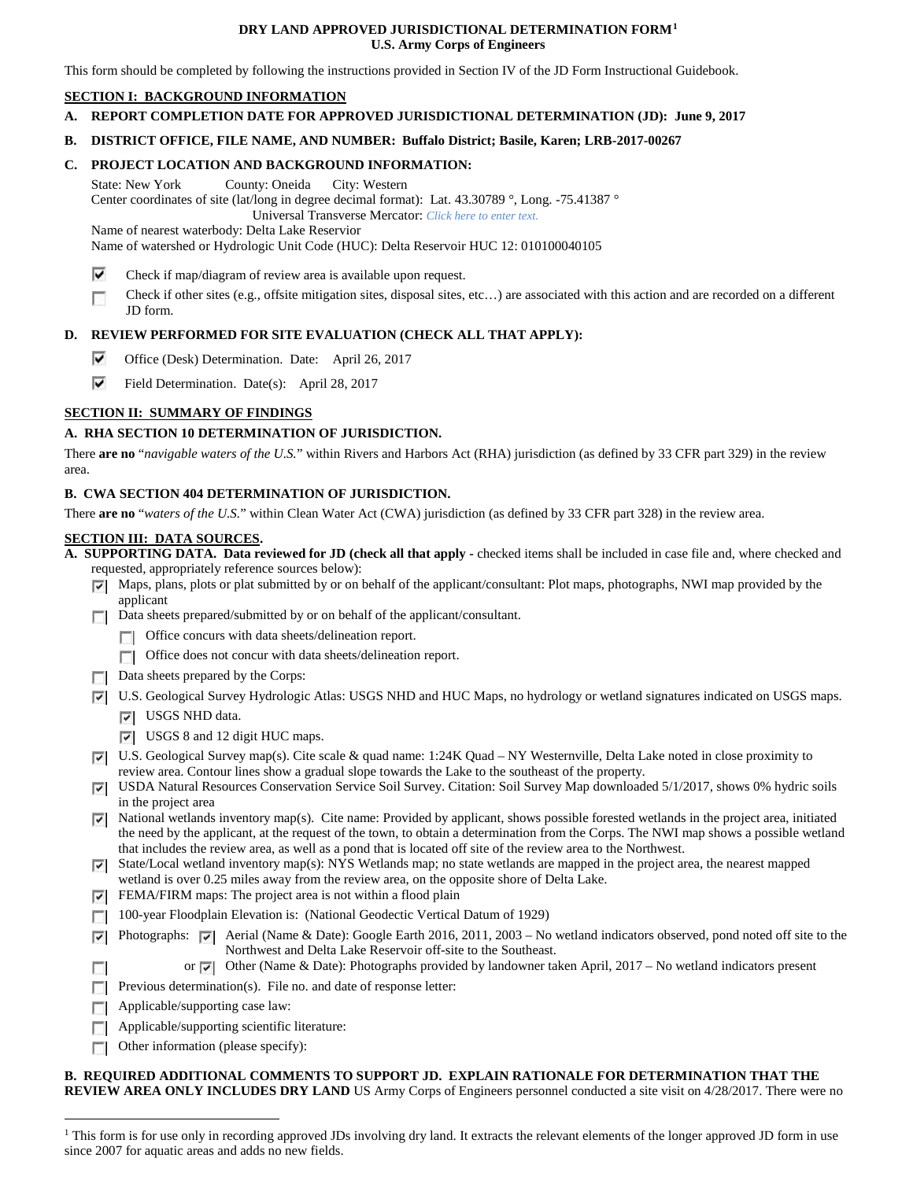# DRY LAND APPROVED JURISDICTIONAL DETERMINATION FORM[1]
## U.S. Army Corps of Engineers

This form should be completed by following the instructions provided in Section IV of the JD Form Instructional Guidebook.

## SECTION I: BACKGROUND INFORMATION

**A. REPORT COMPLETION DATE FOR APPROVED JURISDICTIONAL DETERMINATION (JD): June 9, 2017**

**B. DISTRICT OFFICE, FILE NAME, AND NUMBER: Buffalo District; Basile, Karen; LRB-2017-00267**

**C. PROJECT LOCATION AND BACKGROUND INFORMATION:**

State: New York County: Oneida City: Western
Center coordinates of site (lat/long in degree decimal format): Lat. 43.30789 °, Long. -75.41387 °
Universal Transverse Mercator: *Click here to enter text.*
Name of nearest waterbody: Delta Lake Reservior
Name of watershed or Hydrologic Unit Code (HUC): Delta Reservoir HUC 12: 010100040105

- ☑ Check if map/diagram of review area is available upon request.
- ☐ Check if other sites (e.g., offsite mitigation sites, disposal sites, etc…) are associated with this action and are recorded on a different JD form.

**D. REVIEW PERFORMED FOR SITE EVALUATION (CHECK ALL THAT APPLY):**

- ☑ Office (Desk) Determination. Date: April 26, 2017
- ☑ Field Determination. Date(s): April 28, 2017

## SECTION II: SUMMARY OF FINDINGS

**A. RHA SECTION 10 DETERMINATION OF JURISDICTION.**

There **are no** "*navigable waters of the U.S.*" within Rivers and Harbors Act (RHA) jurisdiction (as defined by 33 CFR part 329) in the review area.

**B. CWA SECTION 404 DETERMINATION OF JURISDICTION.**

There **are no** "*waters of the U.S.*" within Clean Water Act (CWA) jurisdiction (as defined by 33 CFR part 328) in the review area.

## SECTION III: DATA SOURCES.

**A. SUPPORTING DATA. Data reviewed for JD (check all that apply -** checked items shall be included in case file and, where checked and requested, appropriately reference sources below):

- ☑ Maps, plans, plots or plat submitted by or on behalf of the applicant/consultant: Plot maps, photographs, NWI map provided by the applicant
- ☐ Data sheets prepared/submitted by or on behalf of the applicant/consultant.
  - ☐ Office concurs with data sheets/delineation report.
  - ☐ Office does not concur with data sheets/delineation report.
- ☐ Data sheets prepared by the Corps:
- ☑ U.S. Geological Survey Hydrologic Atlas: USGS NHD and HUC Maps, no hydrology or wetland signatures indicated on USGS maps.
  - ☑ USGS NHD data.
  - ☑ USGS 8 and 12 digit HUC maps.
- ☑ U.S. Geological Survey map(s). Cite scale & quad name: 1:24K Quad – NY Westernville, Delta Lake noted in close proximity to review area. Contour lines show a gradual slope towards the Lake to the southeast of the property.
- ☑ USDA Natural Resources Conservation Service Soil Survey. Citation: Soil Survey Map downloaded 5/1/2017, shows 0% hydric soils in the project area
- ☑ National wetlands inventory map(s). Cite name: Provided by applicant, shows possible forested wetlands in the project area, initiated the need by the applicant, at the request of the town, to obtain a determination from the Corps. The NWI map shows a possible wetland that includes the review area, as well as a pond that is located off site of the review area to the Northwest.
- ☑ State/Local wetland inventory map(s): NYS Wetlands map; no state wetlands are mapped in the project area, the nearest mapped wetland is over 0.25 miles away from the review area, on the opposite shore of Delta Lake.
- ☑ FEMA/FIRM maps: The project area is not within a flood plain
- ☐ 100-year Floodplain Elevation is: (National Geodectic Vertical Datum of 1929)
- ☑ Photographs: ☑ Aerial (Name & Date): Google Earth 2016, 2011, 2003 – No wetland indicators observed, pond noted off site to the Northwest and Delta Lake Reservoir off-site to the Southeast.
- ☐ or ☑ Other (Name & Date): Photographs provided by landowner taken April, 2017 – No wetland indicators present
- ☐ Previous determination(s). File no. and date of response letter:
- ☐ Applicable/supporting case law:
- ☐ Applicable/supporting scientific literature:
- ☐ Other information (please specify):

**B. REQUIRED ADDITIONAL COMMENTS TO SUPPORT JD. EXPLAIN RATIONALE FOR DETERMINATION THAT THE REVIEW AREA ONLY INCLUDES DRY LAND** US Army Corps of Engineers personnel conducted a site visit on 4/28/2017. There were no

---

[1] This form is for use only in recording approved JDs involving dry land. It extracts the relevant elements of the longer approved JD form in use since 2007 for aquatic areas and adds no new fields.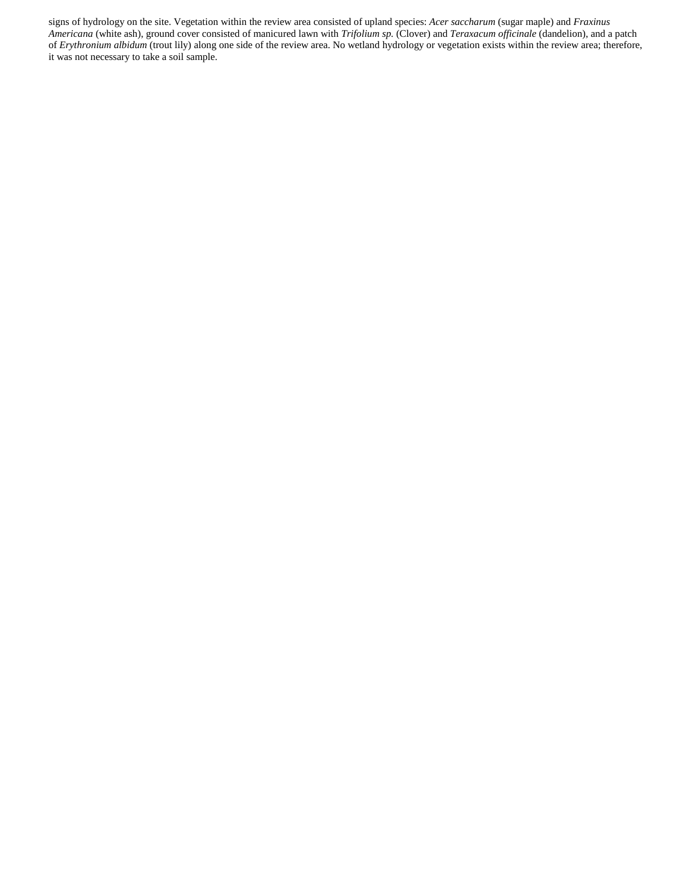signs of hydrology on the site. Vegetation within the review area consisted of upland species: *Acer saccharum* (sugar maple) and *Fraxinus Americana* (white ash), ground cover consisted of manicured lawn with *Trifolium sp.* (Clover) and *Teraxacum officinale* (dandelion), and a patch of *Erythronium albidum* (trout lily) along one side of the review area. No wetland hydrology or vegetation exists within the review area; therefore, it was not necessary to take a soil sample.